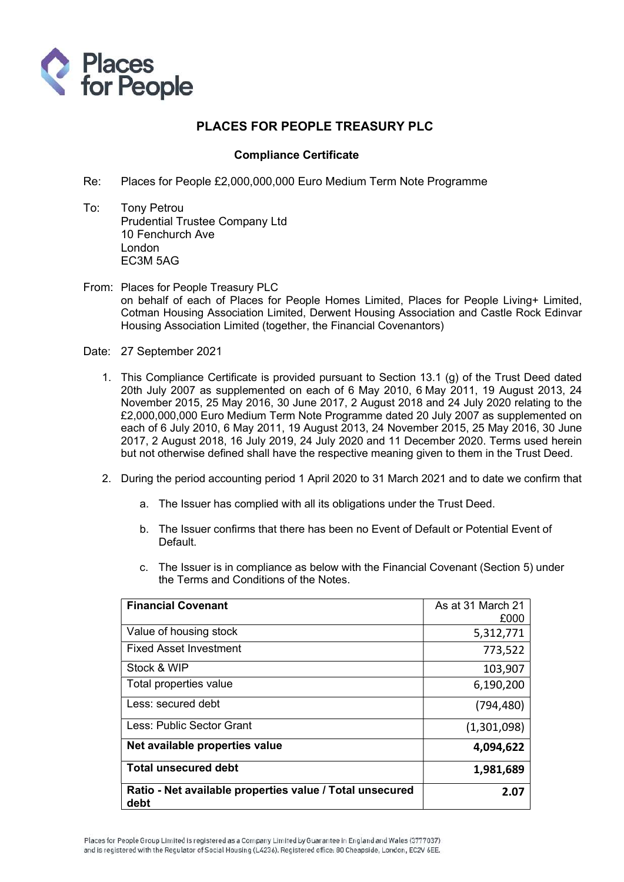Places for People

# PLACES FOR PEOPLE TREASURY PLC

## Compliance Certificate

Re: Places for People £2,000,000,000 Euro Medium Term Note Programme

To: Tony Petrou
Prudential Trustee Company Ltd
10 Fenchurch Ave
London
EC3M 5AG

From: Places for People Treasury PLC
on behalf of each of Places for People Homes Limited, Places for People Living+ Limited, Cotman Housing Association Limited, Derwent Housing Association and Castle Rock Edinvar Housing Association Limited (together, the Financial Covenantors)

Date: 27 September 2021

1. This Compliance Certificate is provided pursuant to Section 13.1 (g) of the Trust Deed dated 20th July 2007 as supplemented on each of 6 May 2010, 6 May 2011, 19 August 2013, 24 November 2015, 25 May 2016, 30 June 2017, 2 August 2018 and 24 July 2020 relating to the £2,000,000,000 Euro Medium Term Note Programme dated 20 July 2007 as supplemented on each of 6 July 2010, 6 May 2011, 19 August 2013, 24 November 2015, 25 May 2016, 30 June 2017, 2 August 2018, 16 July 2019, 24 July 2020 and 11 December 2020. Terms used herein but not otherwise defined shall have the respective meaning given to them in the Trust Deed.

2. During the period accounting period 1 April 2020 to 31 March 2021 and to date we confirm that

   a. The Issuer has complied with all its obligations under the Trust Deed.

   b. The Issuer confirms that there has been no Event of Default or Potential Event of Default.

   c. The Issuer is in compliance as below with the Financial Covenant (Section 5) under the Terms and Conditions of the Notes.

| **Financial Covenant** | As at 31 March 21 £000 |
|---|---|
| Value of housing stock | 5,312,771 |
| Fixed Asset Investment | 773,522 |
| Stock & WIP | 103,907 |
| Total properties value | 6,190,200 |
| Less: secured debt | (794,480) |
| Less: Public Sector Grant | (1,301,098) |
| **Net available properties value** | **4,094,622** |
| **Total unsecured debt** | **1,981,689** |
| **Ratio - Net available properties value / Total unsecured debt** | **2.07** |

Places for People Group Limited is registered as a Company Limited by Guarantee in England and Wales (3777037) and is registered with the Regulator of Social Housing (L4236). Registered office: 80 Cheapside, London, EC2V 6EE.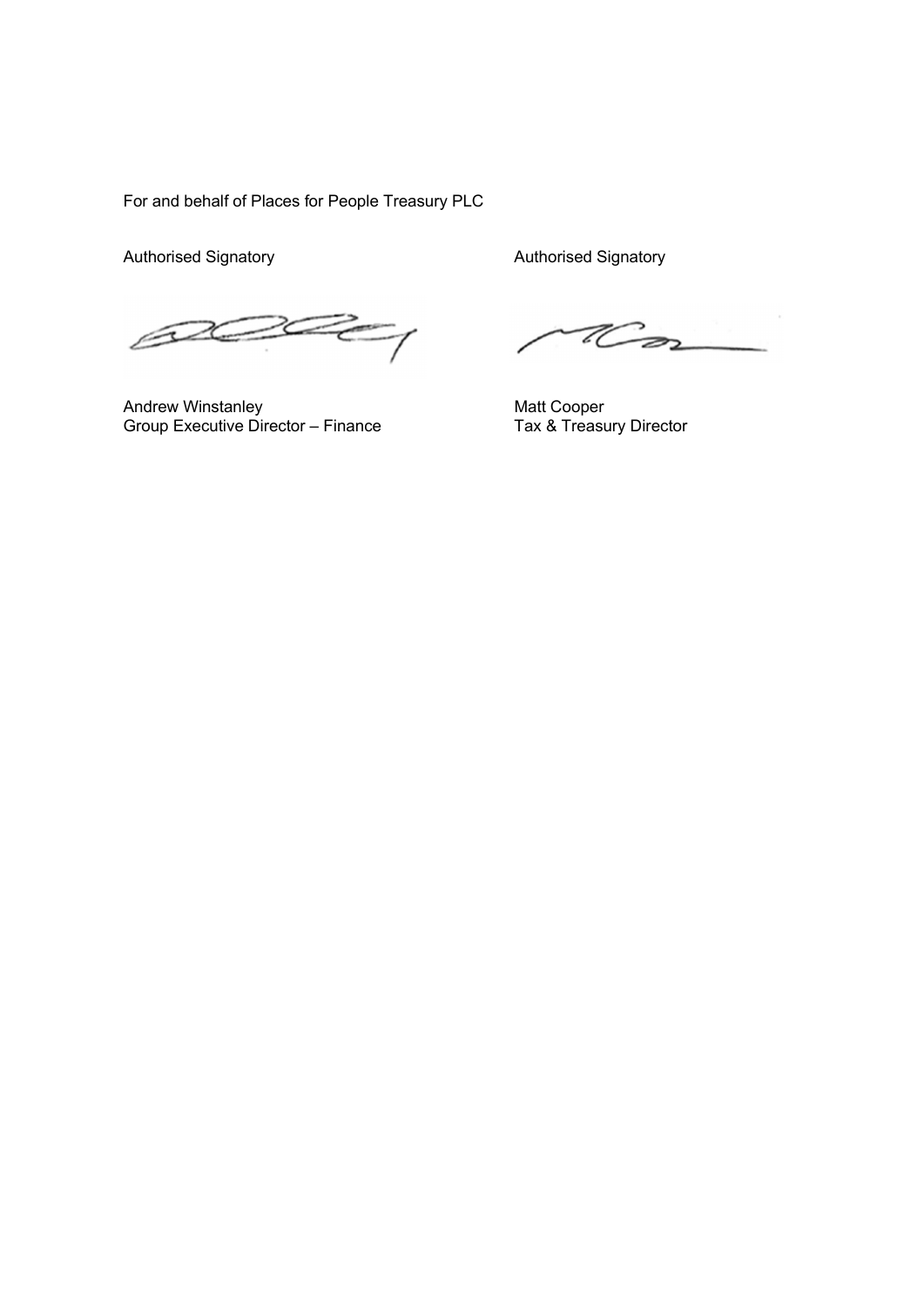For and behalf of Places for People Treasury PLC

| | |
|---|---|
| Authorised Signatory | Authorised Signatory |
| Andrew Winstanley<br>Group Executive Director – Finance | Matt Cooper<br>Tax & Treasury Director |